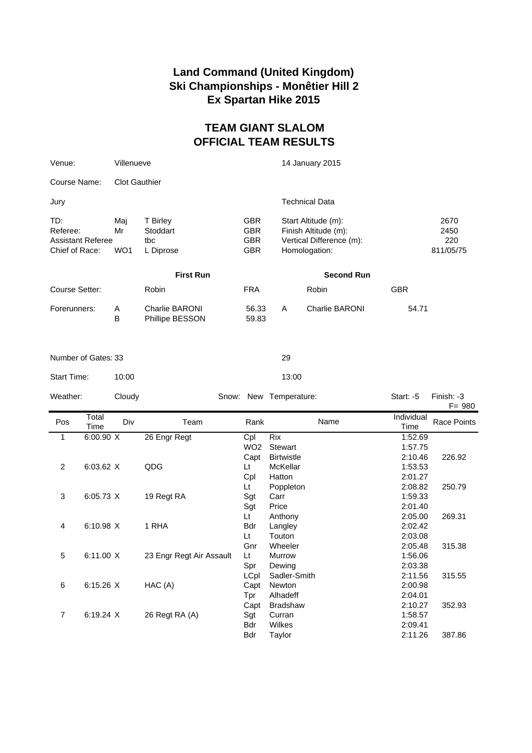# Land Command (United Kingdom)
# Ski Championships - Monêtier Hill 2
# Ex Spartan Hike 2015

## TEAM GIANT SLALOM
## OFFICIAL TEAM RESULTS

Venue: Villenueve — 14 January 2015

Course Name: Clot Gauthier

| Jury | | | | Technical Data | |
|---|---|---|---|---|---|
| TD: | Maj | T Birley | GBR | Start Altitude (m): | 2670 |
| Referee: | Mr | Stoddart | GBR | Finish Altitude (m): | 2450 |
| Assistant Referee | | tbc | GBR | Vertical Difference (m): | 220 |
| Chief of Race: | WO1 | L Diprose | GBR | Homologation: | 811/05/75 |

| | First Run | | | Second Run | |
|---|---|---|---|---|---|
| Course Setter: | Robin | FRA | | Robin | GBR |
| Forerunners: | A Charlie BARONI | 56.33 | A | Charlie BARONI | 54.71 |
| | B Phillipe BESSON | 59.83 | | | |
| Number of Gates: | 33 | | | 29 | |
| Start Time: | 10:00 | | | 13:00 | |

Weather: Cloudy — Snow: New — Temperature: Start: -5 Finish: -3

F= 980

| Pos | Total Time | Div | Team | Rank | Name | Individual Time | Race Points |
|---|---|---|---|---|---|---|---|
| 1 | 6:00.90 | X | 26 Engr Regt | Cpl | Rix | 1:52.69 | |
| | | | | WO2 | Stewart | 1:57.75 | |
| | | | | Capt | Birtwistle | 2:10.46 | 226.92 |
| 2 | 6:03.62 | X | QDG | Lt | McKellar | 1:53.53 | |
| | | | | Cpl | Hatton | 2:01.27 | |
| | | | | Lt | Poppleton | 2:08.82 | 250.79 |
| 3 | 6:05.73 | X | 19 Regt RA | Sgt | Carr | 1:59.33 | |
| | | | | Sgt | Price | 2:01.40 | |
| | | | | Lt | Anthony | 2:05.00 | 269.31 |
| 4 | 6:10.98 | X | 1 RHA | Bdr | Langley | 2:02.42 | |
| | | | | Lt | Touton | 2:03.08 | |
| | | | | Gnr | Wheeler | 2:05.48 | 315.38 |
| 5 | 6:11.00 | X | 23 Engr Regt Air Assault | Lt | Murrow | 1:56.06 | |
| | | | | Spr | Dewing | 2:03.38 | |
| | | | | LCpl | Sadler-Smith | 2:11.56 | 315.55 |
| 6 | 6:15.26 | X | HAC (A) | Capt | Newton | 2:00.98 | |
| | | | | Tpr | Alhadeff | 2:04.01 | |
| | | | | Capt | Bradshaw | 2:10.27 | 352.93 |
| 7 | 6:19.24 | X | 26 Regt RA (A) | Sgt | Curran | 1:58.57 | |
| | | | | Bdr | Wilkes | 2:09.41 | |
| | | | | Bdr | Taylor | 2:11.26 | 387.86 |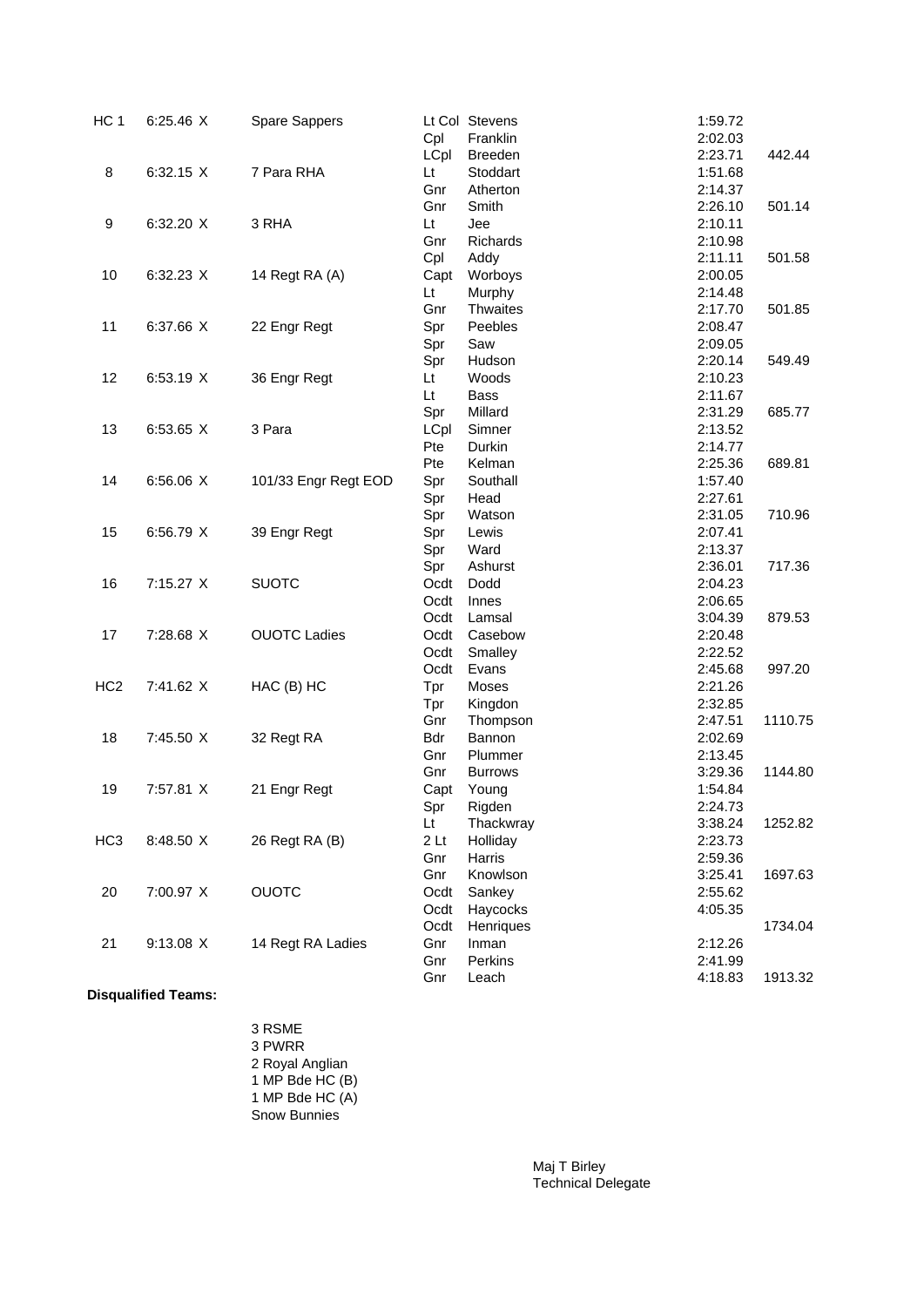| | | | | | | | |
|---|---|---|---|---|---|---|---|
| HC 1 | 6:25.46 | X | Spare Sappers | Lt Col | Stevens | 1:59.72 | |
| | | | | Cpl | Franklin | 2:02.03 | |
| | | | | LCpl | Breeden | 2:23.71 | 442.44 |
| 8 | 6:32.15 | X | 7 Para RHA | Lt | Stoddart | 1:51.68 | |
| | | | | Gnr | Atherton | 2:14.37 | |
| | | | | Gnr | Smith | 2:26.10 | 501.14 |
| 9 | 6:32.20 | X | 3 RHA | Lt | Jee | 2:10.11 | |
| | | | | Gnr | Richards | 2:10.98 | |
| | | | | Cpl | Addy | 2:11.11 | 501.58 |
| 10 | 6:32.23 | X | 14 Regt RA (A) | Capt | Worboys | 2:00.05 | |
| | | | | Lt | Murphy | 2:14.48 | |
| | | | | Gnr | Thwaites | 2:17.70 | 501.85 |
| 11 | 6:37.66 | X | 22 Engr Regt | Spr | Peebles | 2:08.47 | |
| | | | | Spr | Saw | 2:09.05 | |
| | | | | Spr | Hudson | 2:20.14 | 549.49 |
| 12 | 6:53.19 | X | 36 Engr Regt | Lt | Woods | 2:10.23 | |
| | | | | Lt | Bass | 2:11.67 | |
| | | | | Spr | Millard | 2:31.29 | 685.77 |
| 13 | 6:53.65 | X | 3 Para | LCpl | Simner | 2:13.52 | |
| | | | | Pte | Durkin | 2:14.77 | |
| | | | | Pte | Kelman | 2:25.36 | 689.81 |
| 14 | 6:56.06 | X | 101/33 Engr Regt EOD | Spr | Southall | 1:57.40 | |
| | | | | Spr | Head | 2:27.61 | |
| | | | | Spr | Watson | 2:31.05 | 710.96 |
| 15 | 6:56.79 | X | 39 Engr Regt | Spr | Lewis | 2:07.41 | |
| | | | | Spr | Ward | 2:13.37 | |
| | | | | Spr | Ashurst | 2:36.01 | 717.36 |
| 16 | 7:15.27 | X | SUOTC | Ocdt | Dodd | 2:04.23 | |
| | | | | Ocdt | Innes | 2:06.65 | |
| | | | | Ocdt | Lamsal | 3:04.39 | 879.53 |
| 17 | 7:28.68 | X | OUOTC Ladies | Ocdt | Casebow | 2:20.48 | |
| | | | | Ocdt | Smalley | 2:22.52 | |
| | | | | Ocdt | Evans | 2:45.68 | 997.20 |
| HC2 | 7:41.62 | X | HAC (B) HC | Tpr | Moses | 2:21.26 | |
| | | | | Tpr | Kingdon | 2:32.85 | |
| | | | | Gnr | Thompson | 2:47.51 | 1110.75 |
| 18 | 7:45.50 | X | 32 Regt RA | Bdr | Bannon | 2:02.69 | |
| | | | | Gnr | Plummer | 2:13.45 | |
| | | | | Gnr | Burrows | 3:29.36 | 1144.80 |
| 19 | 7:57.81 | X | 21 Engr Regt | Capt | Young | 1:54.84 | |
| | | | | Spr | Rigden | 2:24.73 | |
| | | | | Lt | Thackwray | 3:38.24 | 1252.82 |
| HC3 | 8:48.50 | X | 26 Regt RA (B) | 2 Lt | Holliday | 2:23.73 | |
| | | | | Gnr | Harris | 2:59.36 | |
| | | | | Gnr | Knowlson | 3:25.41 | 1697.63 |
| 20 | 7:00.97 | X | OUOTC | Ocdt | Sankey | 2:55.62 | |
| | | | | Ocdt | Haycocks | 4:05.35 | |
| | | | | Ocdt | Henriques | | 1734.04 |
| 21 | 9:13.08 | X | 14 Regt RA Ladies | Gnr | Inman | 2:12.26 | |
| | | | | Gnr | Perkins | 2:41.99 | |
| | | | | Gnr | Leach | 4:18.83 | 1913.32 |

**Disqualified Teams:**

3 RSME
3 PWRR
2 Royal Anglian
1 MP Bde HC (B)
1 MP Bde HC (A)
Snow Bunnies

Maj T Birley
Technical Delegate